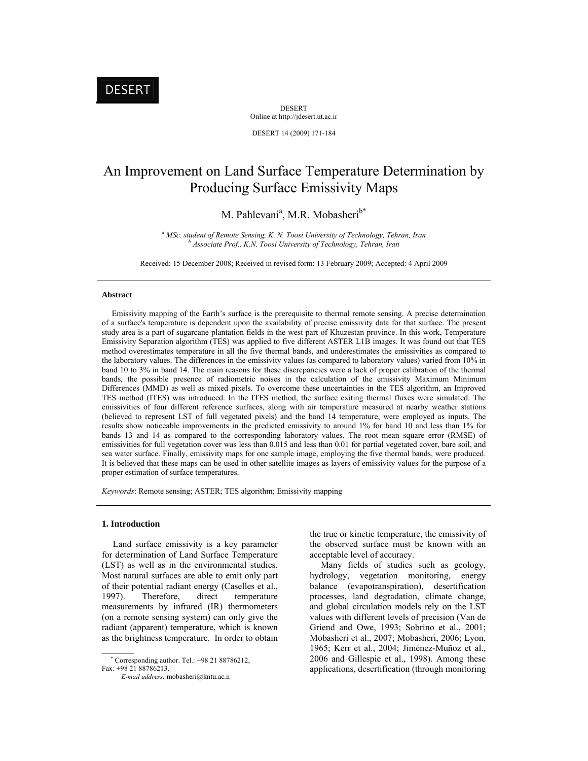DESERT
Online at http://jdesert.ut.ac.ir

DESERT 14 (2009) 171-184

# An Improvement on Land Surface Temperature Determination by Producing Surface Emissivity Maps

M. Pahlevani[a], M.R. Mobasheri[b*]

[a] *MSc. student of Remote Sensing, K. N. Toosi University of Technology, Tehran, Iran*
[b] *Associate Prof., K.N. Toosi University of Technology, Tehran, Iran*

Received: 15 December 2008; Received in revised form: 13 February 2009; Accepted: 4 April 2009

---

**Abstract**

Emissivity mapping of the Earth's surface is the prerequisite to thermal remote sensing. A precise determination of a surface's temperature is dependent upon the availability of precise emissivity data for that surface. The present study area is a part of sugarcane plantation fields in the west part of Khuzestan province. In this work, Temperature Emissivity Separation algorithm (TES) was applied to five different ASTER L1B images. It was found out that TES method overestimates temperature in all the five thermal bands, and underestimates the emissivities as compared to the laboratory values. The differences in the emissivity values (as compared to laboratory values) varied from 10% in band 10 to 3% in band 14. The main reasons for these discrepancies were a lack of proper calibration of the thermal bands, the possible presence of radiometric noises in the calculation of the emissivity Maximum Minimum Differences (MMD) as well as mixed pixels. To overcome these uncertainties in the TES algorithm, an Improved TES method (ITES) was introduced. In the ITES method, the surface exiting thermal fluxes were simulated. The emissivities of four different reference surfaces, along with air temperature measured at nearby weather stations (believed to represent LST of full vegetated pixels) and the band 14 temperature, were employed as inputs. The results show noticeable improvements in the predicted emissivity to around 1% for band 10 and less than 1% for bands 13 and 14 as compared to the corresponding laboratory values. The root mean square error (RMSE) of emissivities for full vegetation cover was less than 0.015 and less than 0.01 for partial vegetated cover, bare soil, and sea water surface. Finally, emissivity maps for one sample image, employing the five thermal bands, were produced. It is believed that these maps can be used in other satellite images as layers of emissivity values for the purpose of a proper estimation of surface temperatures.

*Keywords*: Remote sensing; ASTER; TES algorithm; Emissivity mapping

---

## 1. Introduction

Land surface emissivity is a key parameter for determination of Land Surface Temperature (LST) as well as in the environmental studies. Most natural surfaces are able to emit only part of their potential radiant energy (Caselles et al., 1997). Therefore, direct temperature measurements by infrared (IR) thermometers (on a remote sensing system) can only give the radiant (apparent) temperature, which is known as the brightness temperature. In order to obtain the true or kinetic temperature, the emissivity of the observed surface must be known with an acceptable level of accuracy.

Many fields of studies such as geology, hydrology, vegetation monitoring, energy balance (evapotranspiration), desertification processes, land degradation, climate change, and global circulation models rely on the LST values with different levels of precision (Van de Griend and Owe, 1993; Sobrino et al., 2001; Mobasheri et al., 2007; Mobasheri, 2006; Lyon, 1965; Kerr et al., 2004; Jiménez-Muñoz et al., 2006 and Gillespie et al., 1998). Among these applications, desertification (through monitoring

[*] Corresponding author. Tel.: +98 21 88786212, Fax: +98 21 88786213.
*E-mail address:* mobasheri@kntu.ac.ir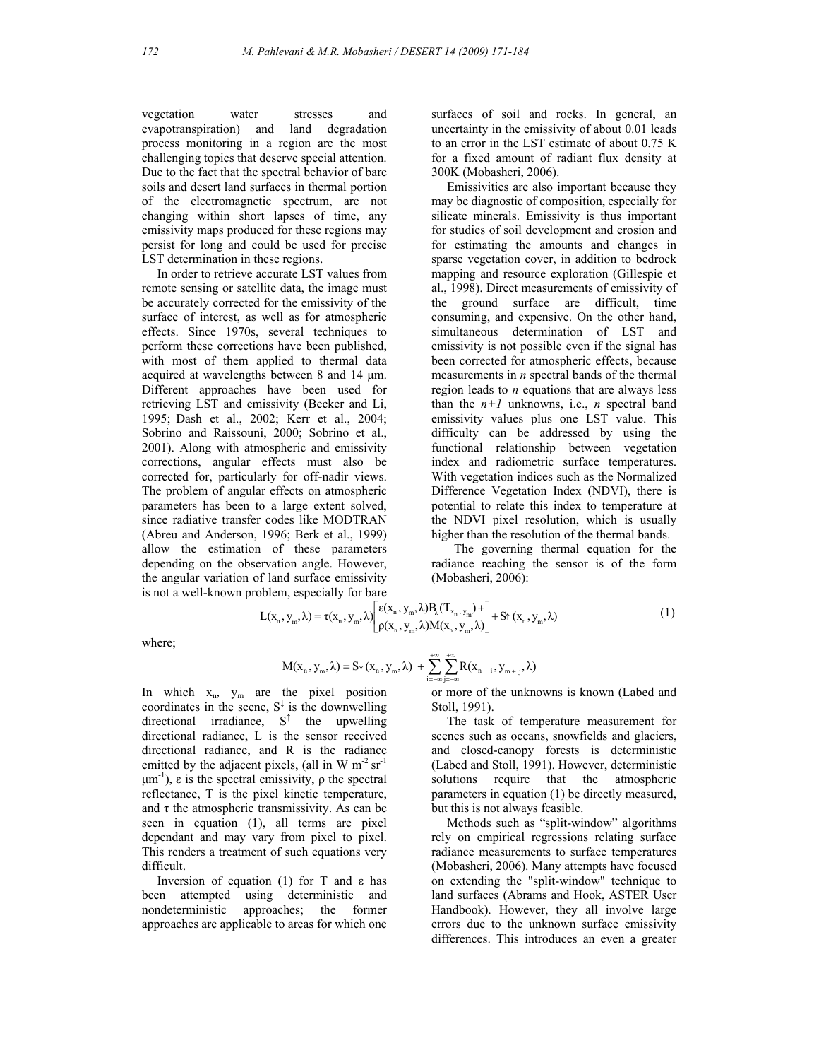vegetation water stresses and evapotranspiration) and land degradation process monitoring in a region are the most challenging topics that deserve special attention. Due to the fact that the spectral behavior of bare soils and desert land surfaces in thermal portion of the electromagnetic spectrum, are not changing within short lapses of time, any emissivity maps produced for these regions may persist for long and could be used for precise LST determination in these regions.

In order to retrieve accurate LST values from remote sensing or satellite data, the image must be accurately corrected for the emissivity of the surface of interest, as well as for atmospheric effects. Since 1970s, several techniques to perform these corrections have been published, with most of them applied to thermal data acquired at wavelengths between 8 and 14 µm. Different approaches have been used for retrieving LST and emissivity (Becker and Li, 1995; Dash et al., 2002; Kerr et al., 2004; Sobrino and Raissouni, 2000; Sobrino et al., 2001). Along with atmospheric and emissivity corrections, angular effects must also be corrected for, particularly for off-nadir views. The problem of angular effects on atmospheric parameters has been to a large extent solved, since radiative transfer codes like MODTRAN (Abreu and Anderson, 1996; Berk et al., 1999) allow the estimation of these parameters depending on the observation angle. However, the angular variation of land surface emissivity is not a well-known problem, especially for bare surfaces of soil and rocks. In general, an uncertainty in the emissivity of about 0.01 leads to an error in the LST estimate of about 0.75 K for a fixed amount of radiant flux density at 300K (Mobasheri, 2006).

Emissivities are also important because they may be diagnostic of composition, especially for silicate minerals. Emissivity is thus important for studies of soil development and erosion and for estimating the amounts and changes in sparse vegetation cover, in addition to bedrock mapping and resource exploration (Gillespie et al., 1998). Direct measurements of emissivity of the ground surface are difficult, time consuming, and expensive. On the other hand, simultaneous determination of LST and emissivity is not possible even if the signal has been corrected for atmospheric effects, because measurements in *n* spectral bands of the thermal region leads to *n* equations that are always less than the *n+1* unknowns, i.e., *n* spectral band emissivity values plus one LST value. This difficulty can be addressed by using the functional relationship between vegetation index and radiometric surface temperatures. With vegetation indices such as the Normalized Difference Vegetation Index (NDVI), there is potential to relate this index to temperature at the NDVI pixel resolution, which is usually higher than the resolution of the thermal bands.

The governing thermal equation for the radiance reaching the sensor is of the form (Mobasheri, 2006):

$$L(x_n, y_m, \lambda) = \tau(x_n, y_m, \lambda)\begin{bmatrix}\varepsilon(x_n, y_m, \lambda)B_\lambda(T_{x_n, y_m}) + \\ \rho(x_n, y_m, \lambda)M(x_n, y_m, \lambda)\end{bmatrix} + S\uparrow(x_n, y_m, \lambda) \tag{1}$$

where;

$$M(x_n, y_m, \lambda) = S\downarrow(x_n, y_m, \lambda) + \sum_{i=-\infty}^{+\infty}\sum_{j=-\infty}^{+\infty} R(x_{n+i}, y_{m+j}, \lambda)$$

In which $x_n$, $y_m$ are the pixel position coordinates in the scene, $S^{\downarrow}$ is the downwelling directional irradiance, $S^{\uparrow}$ the upwelling directional radiance, L is the sensor received directional radiance, and R is the radiance emitted by the adjacent pixels, (all in W $m^{-2}$ $sr^{-1}$ $\mu m^{-1}$), ε is the spectral emissivity, ρ the spectral reflectance, T is the pixel kinetic temperature, and τ the atmospheric transmissivity. As can be seen in equation (1), all terms are pixel dependant and may vary from pixel to pixel. This renders a treatment of such equations very difficult.

Inversion of equation (1) for T and ε has been attempted using deterministic and nondeterministic approaches; the former approaches are applicable to areas for which one or more of the unknowns is known (Labed and Stoll, 1991).

The task of temperature measurement for scenes such as oceans, snowfields and glaciers, and closed-canopy forests is deterministic (Labed and Stoll, 1991). However, deterministic solutions require that the atmospheric parameters in equation (1) be directly measured, but this is not always feasible.

Methods such as "split-window" algorithms rely on empirical regressions relating surface radiance measurements to surface temperatures (Mobasheri, 2006). Many attempts have focused on extending the "split-window" technique to land surfaces (Abrams and Hook, ASTER User Handbook). However, they all involve large errors due to the unknown surface emissivity differences. This introduces an even a greater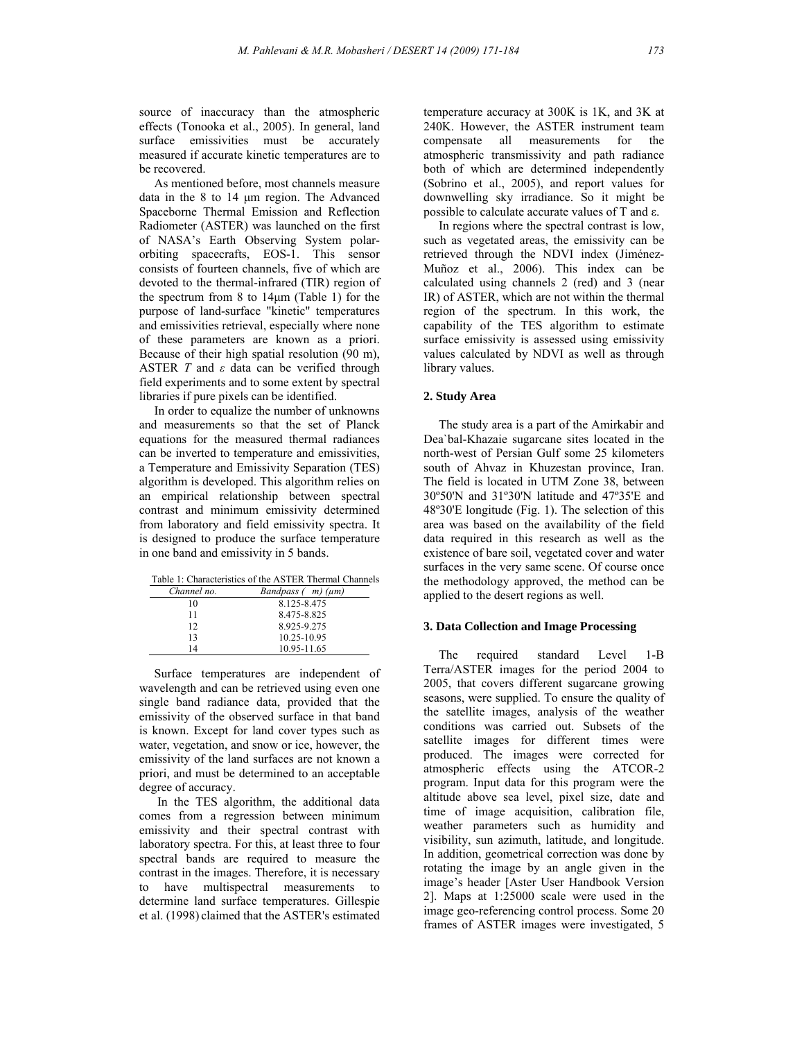source of inaccuracy than the atmospheric effects (Tonooka et al., 2005). In general, land surface emissivities must be accurately measured if accurate kinetic temperatures are to be recovered.

As mentioned before, most channels measure data in the 8 to 14 µm region. The Advanced Spaceborne Thermal Emission and Reflection Radiometer (ASTER) was launched on the first of NASA's Earth Observing System polar-orbiting spacecrafts, EOS-1. This sensor consists of fourteen channels, five of which are devoted to the thermal-infrared (TIR) region of the spectrum from 8 to 14µm (Table 1) for the purpose of land-surface "kinetic" temperatures and emissivities retrieval, especially where none of these parameters are known as a priori. Because of their high spatial resolution (90 m), ASTER $T$ and $\varepsilon$ data can be verified through field experiments and to some extent by spectral libraries if pure pixels can be identified.

In order to equalize the number of unknowns and measurements so that the set of Planck equations for the measured thermal radiances can be inverted to temperature and emissivities, a Temperature and Emissivity Separation (TES) algorithm is developed. This algorithm relies on an empirical relationship between spectral contrast and minimum emissivity determined from laboratory and field emissivity spectra. It is designed to produce the surface temperature in one band and emissivity in 5 bands.

Table 1: Characteristics of the ASTER Thermal Channels

| *Channel no.* | *Bandpass ( m) (µm)* |
|---|---|
| 10 | 8.125-8.475 |
| 11 | 8.475-8.825 |
| 12 | 8.925-9.275 |
| 13 | 10.25-10.95 |
| 14 | 10.95-11.65 |

Surface temperatures are independent of wavelength and can be retrieved using even one single band radiance data, provided that the emissivity of the observed surface in that band is known. Except for land cover types such as water, vegetation, and snow or ice, however, the emissivity of the land surfaces are not known a priori, and must be determined to an acceptable degree of accuracy.

In the TES algorithm, the additional data comes from a regression between minimum emissivity and their spectral contrast with laboratory spectra. For this, at least three to four spectral bands are required to measure the contrast in the images. Therefore, it is necessary to have multispectral measurements to determine land surface temperatures. Gillespie et al. (1998) claimed that the ASTER's estimated temperature accuracy at 300K is 1K, and 3K at 240K. However, the ASTER instrument team compensate all measurements for the atmospheric transmissivity and path radiance both of which are determined independently (Sobrino et al., 2005), and report values for downwelling sky irradiance. So it might be possible to calculate accurate values of T and ε.

In regions where the spectral contrast is low, such as vegetated areas, the emissivity can be retrieved through the NDVI index (Jiménez-Muñoz et al., 2006). This index can be calculated using channels 2 (red) and 3 (near IR) of ASTER, which are not within the thermal region of the spectrum. In this work, the capability of the TES algorithm to estimate surface emissivity is assessed using emissivity values calculated by NDVI as well as through library values.

## 2. Study Area

The study area is a part of the Amirkabir and Dea`bal-Khazaie sugarcane sites located in the north-west of Persian Gulf some 25 kilometers south of Ahvaz in Khuzestan province, Iran. The field is located in UTM Zone 38, between 30º50'N and 31º30'N latitude and 47º35'E and 48º30'E longitude (Fig. 1). The selection of this area was based on the availability of the field data required in this research as well as the existence of bare soil, vegetated cover and water surfaces in the very same scene. Of course once the methodology approved, the method can be applied to the desert regions as well.

## 3. Data Collection and Image Processing

The required standard Level 1-B Terra/ASTER images for the period 2004 to 2005, that covers different sugarcane growing seasons, were supplied. To ensure the quality of the satellite images, analysis of the weather conditions was carried out. Subsets of the satellite images for different times were produced. The images were corrected for atmospheric effects using the ATCOR-2 program. Input data for this program were the altitude above sea level, pixel size, date and time of image acquisition, calibration file, weather parameters such as humidity and visibility, sun azimuth, latitude, and longitude. In addition, geometrical correction was done by rotating the image by an angle given in the image's header [Aster User Handbook Version 2]. Maps at 1:25000 scale were used in the image geo-referencing control process. Some 20 frames of ASTER images were investigated, 5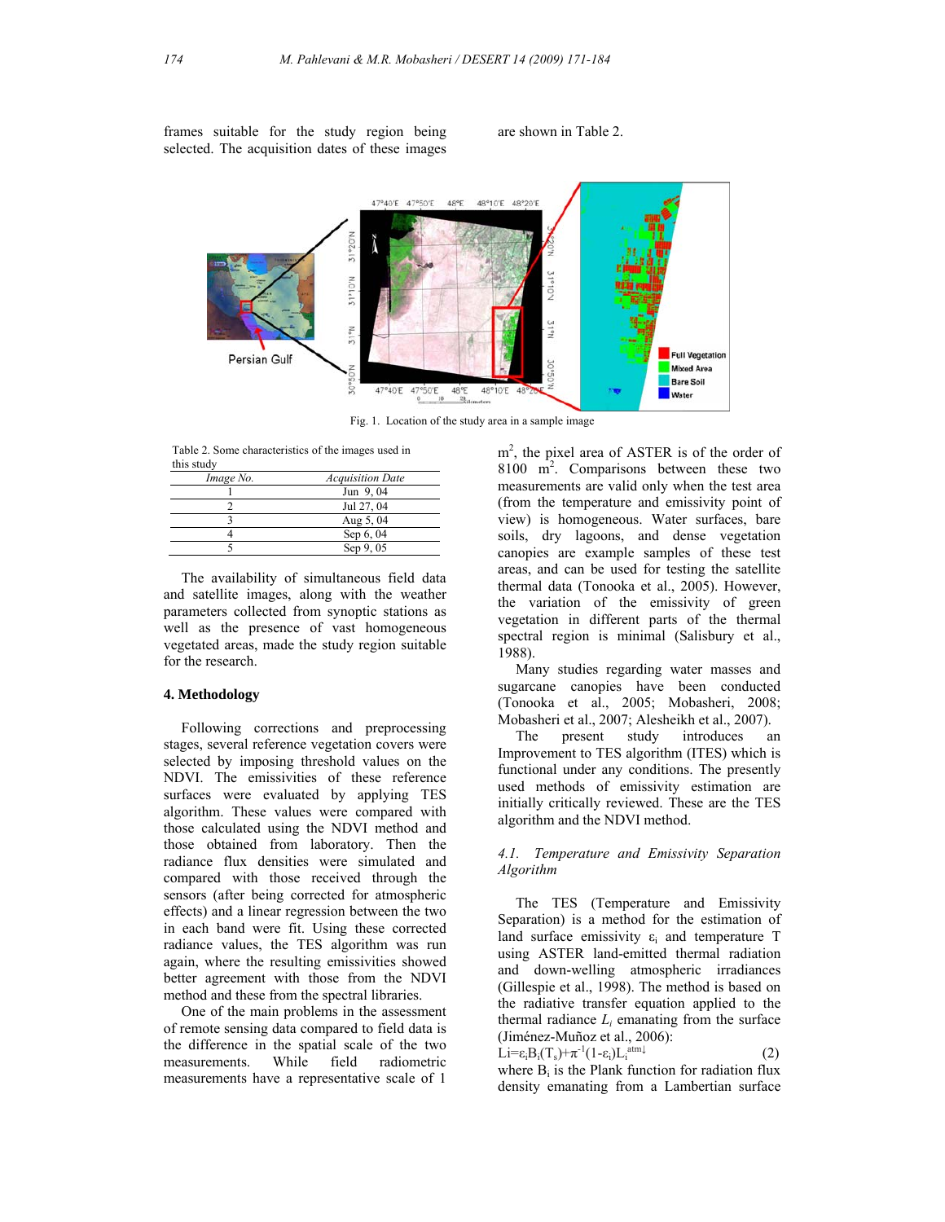frames suitable for the study region being selected. The acquisition dates of these images are shown in Table 2.

Fig. 1. Location of the study area in a sample image

Table 2. Some characteristics of the images used in this study

| Image No. | Acquisition Date |
|---|---|
| 1 | Jun 9, 04 |
| 2 | Jul 27, 04 |
| 3 | Aug 5, 04 |
| 4 | Sep 6, 04 |
| 5 | Sep 9, 05 |

The availability of simultaneous field data and satellite images, along with the weather parameters collected from synoptic stations as well as the presence of vast homogeneous vegetated areas, made the study region suitable for the research.

## 4. Methodology

Following corrections and preprocessing stages, several reference vegetation covers were selected by imposing threshold values on the NDVI. The emissivities of these reference surfaces were evaluated by applying TES algorithm. These values were compared with those calculated using the NDVI method and those obtained from laboratory. Then the radiance flux densities were simulated and compared with those received through the sensors (after being corrected for atmospheric effects) and a linear regression between the two in each band were fit. Using these corrected radiance values, the TES algorithm was run again, where the resulting emissivities showed better agreement with those from the NDVI method and these from the spectral libraries.

One of the main problems in the assessment of remote sensing data compared to field data is the difference in the spatial scale of the two measurements. While field radiometric measurements have a representative scale of 1 $m^2$, the pixel area of ASTER is of the order of 8100 $m^2$. Comparisons between these two measurements are valid only when the test area (from the temperature and emissivity point of view) is homogeneous. Water surfaces, bare soils, dry lagoons, and dense vegetation canopies are example samples of these test areas, and can be used for testing the satellite thermal data (Tonooka et al., 2005). However, the variation of the emissivity of green vegetation in different parts of the thermal spectral region is minimal (Salisbury et al., 1988).

Many studies regarding water masses and sugarcane canopies have been conducted (Tonooka et al., 2005; Mobasheri, 2008; Mobasheri et al., 2007; Alesheikh et al., 2007).

The present study introduces an Improvement to TES algorithm (ITES) which is functional under any conditions. The presently used methods of emissivity estimation are initially critically reviewed. These are the TES algorithm and the NDVI method.

### *4.1. Temperature and Emissivity Separation Algorithm*

The TES (Temperature and Emissivity Separation) is a method for the estimation of land surface emissivity $\varepsilon_i$ and temperature T using ASTER land-emitted thermal radiation and down-welling atmospheric irradiances (Gillespie et al., 1998). The method is based on the radiative transfer equation applied to the thermal radiance $L_i$ emanating from the surface (Jiménez-Muñoz et al., 2006):

$$L_i=\varepsilon_i B_i(T_s)+\pi^{-1}(1-\varepsilon_i)L_i^{atm\downarrow} \qquad (2)$$

where $B_i$ is the Plank function for radiation flux density emanating from a Lambertian surface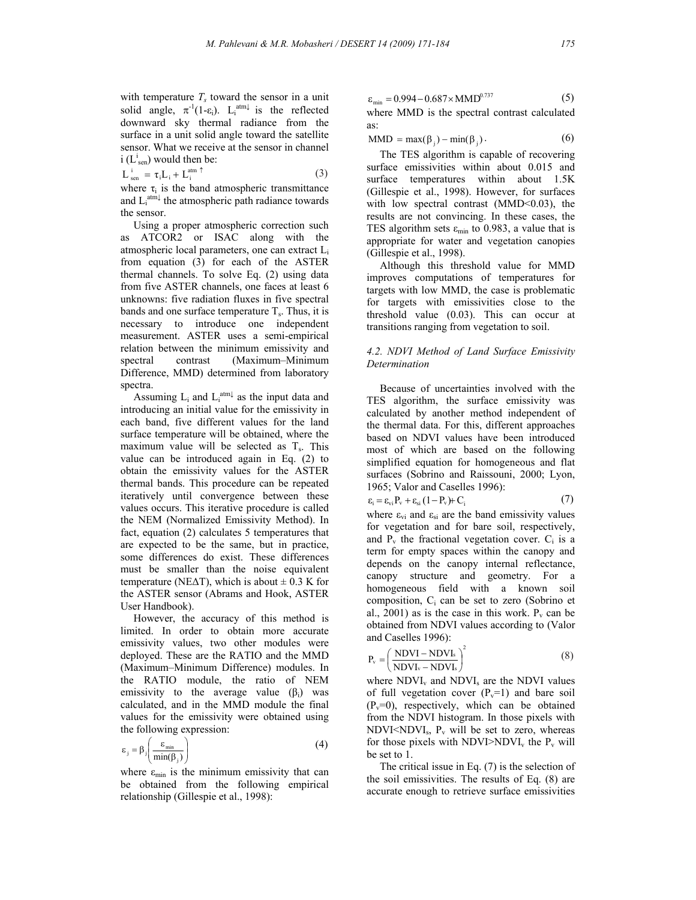with temperature $T_s$ toward the sensor in a unit solid angle, $\pi^{-1}(1-\varepsilon_i)$. $L_i^{atm\downarrow}$ is the reflected downward sky thermal radiance from the surface in a unit solid angle toward the satellite sensor. What we receive at the sensor in channel i ($L_{sen}^{i}$) would then be:

$$L_{sen}^{i} = \tau_i L_i + L_i^{atm\uparrow} \tag{3}$$

where $\tau_i$ is the band atmospheric transmittance and $L_i^{atm\downarrow}$ the atmospheric path radiance towards the sensor.

Using a proper atmospheric correction such as ATCOR2 or ISAC along with the atmospheric local parameters, one can extract $L_i$ from equation (3) for each of the ASTER thermal channels. To solve Eq. (2) using data from five ASTER channels, one faces at least 6 unknowns: five radiation fluxes in five spectral bands and one surface temperature $T_s$. Thus, it is necessary to introduce one independent measurement. ASTER uses a semi-empirical relation between the minimum emissivity and spectral contrast (Maximum–Minimum Difference, MMD) determined from laboratory spectra.

Assuming $L_i$ and $L_i^{atm\downarrow}$ as the input data and introducing an initial value for the emissivity in each band, five different values for the land surface temperature will be obtained, where the maximum value will be selected as $T_s$. This value can be introduced again in Eq. (2) to obtain the emissivity values for the ASTER thermal bands. This procedure can be repeated iteratively until convergence between these values occurs. This iterative procedure is called the NEM (Normalized Emissivity Method). In fact, equation (2) calculates 5 temperatures that are expected to be the same, but in practice, some differences do exist. These differences must be smaller than the noise equivalent temperature (NEΔT), which is about ± 0.3 K for the ASTER sensor (Abrams and Hook, ASTER User Handbook).

However, the accuracy of this method is limited. In order to obtain more accurate emissivity values, two other modules were deployed. These are the RATIO and the MMD (Maximum–Minimum Difference) modules. In the RATIO module, the ratio of NEM emissivity to the average value ($\beta_i$) was calculated, and in the MMD module the final values for the emissivity were obtained using the following expression:

$$\varepsilon_j = \beta_j \left( \frac{\varepsilon_{min}}{\min(\beta_j)} \right) \tag{4}$$

where $\varepsilon_{min}$ is the minimum emissivity that can be obtained from the following empirical relationship (Gillespie et al., 1998):

$$\varepsilon_{min} = 0.994 - 0.687 \times MMD^{0.737} \tag{5}$$

where MMD is the spectral contrast calculated as:

$$MMD = \max(\beta_j) - \min(\beta_j). \tag{6}$$

The TES algorithm is capable of recovering surface emissivities within about 0.015 and surface temperatures within about 1.5K (Gillespie et al., 1998). However, for surfaces with low spectral contrast (MMD<0.03), the results are not convincing. In these cases, the TES algorithm sets $\varepsilon_{min}$ to 0.983, a value that is appropriate for water and vegetation canopies (Gillespie et al., 1998).

Although this threshold value for MMD improves computations of temperatures for targets with low MMD, the case is problematic for targets with emissivities close to the threshold value (0.03). This can occur at transitions ranging from vegetation to soil.

### *4.2. NDVI Method of Land Surface Emissivity Determination*

Because of uncertainties involved with the TES algorithm, the surface emissivity was calculated by another method independent of the thermal data. For this, different approaches based on NDVI values have been introduced most of which are based on the following simplified equation for homogeneous and flat surfaces (Sobrino and Raissouni, 2000; Lyon, 1965; Valor and Caselles 1996):

$$\varepsilon_i = \varepsilon_{vi} P_v + \varepsilon_{si}(1 - P_v) + C_i \tag{7}$$

where $\varepsilon_{vi}$ and $\varepsilon_{si}$ are the band emissivity values for vegetation and for bare soil, respectively, and $P_v$ the fractional vegetation cover. $C_i$ is a term for empty spaces within the canopy and depends on the canopy internal reflectance, canopy structure and geometry. For a homogeneous field with a known soil composition, $C_i$ can be set to zero (Sobrino et al., 2001) as is the case in this work. $P_v$ can be obtained from NDVI values according to (Valor and Caselles 1996):

$$P_v = \left( \frac{NDVI - NDVI_s}{NDVI_v - NDVI_s} \right)^2 \tag{8}$$

where $NDVI_v$ and $NDVI_s$ are the NDVI values for full vegetation cover ($P_v$=1) and bare soil ($P_v$=0), respectively, which can be obtained from the NDVI histogram. In those pixels with NDVI<$NDVI_s$, $P_v$ will be set to zero, whereas for those pixels with NDVI>$NDVI_v$ the $P_v$ will be set to 1.

The critical issue in Eq. (7) is the selection of the soil emissivities. The results of Eq. (8) are accurate enough to retrieve surface emissivities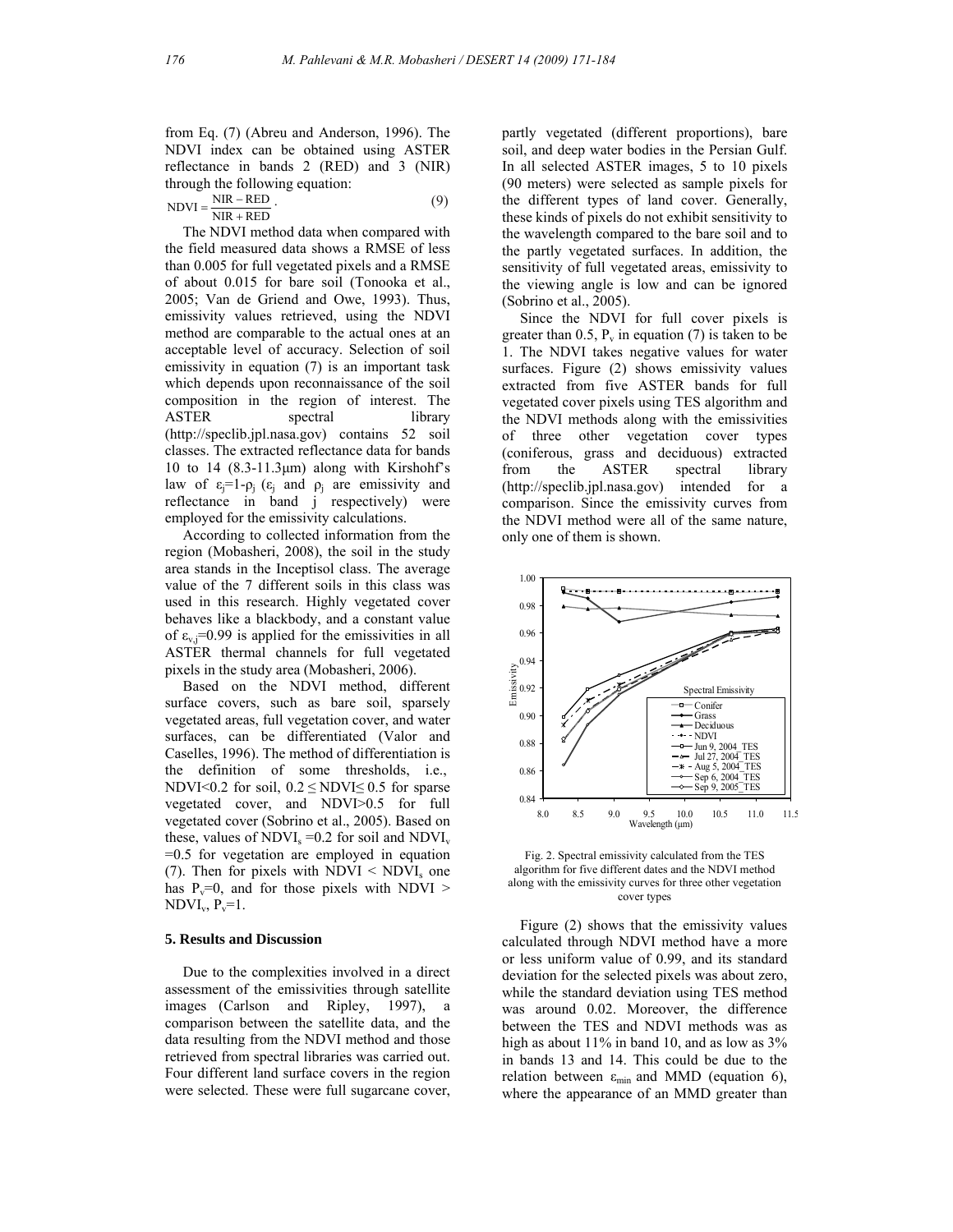from Eq. (7) (Abreu and Anderson, 1996). The NDVI index can be obtained using ASTER reflectance in bands 2 (RED) and 3 (NIR) through the following equation:

$$\mathrm{NDVI} = \frac{\mathrm{NIR} - \mathrm{RED}}{\mathrm{NIR} + \mathrm{RED}} \,. \tag{9}$$

The NDVI method data when compared with the field measured data shows a RMSE of less than 0.005 for full vegetated pixels and a RMSE of about 0.015 for bare soil (Tonooka et al., 2005; Van de Griend and Owe, 1993). Thus, emissivity values retrieved, using the NDVI method are comparable to the actual ones at an acceptable level of accuracy. Selection of soil emissivity in equation (7) is an important task which depends upon reconnaissance of the soil composition in the region of interest. The ASTER spectral library (http://speclib.jpl.nasa.gov) contains 52 soil classes. The extracted reflectance data for bands 10 to 14 (8.3-11.3μm) along with Kirshohf's law of $\varepsilon_j=1-\rho_j$ ($\varepsilon_j$ and $\rho_j$ are emissivity and reflectance in band j respectively) were employed for the emissivity calculations.

According to collected information from the region (Mobasheri, 2008), the soil in the study area stands in the Inceptisol class. The average value of the 7 different soils in this class was used in this research. Highly vegetated cover behaves like a blackbody, and a constant value of $\varepsilon_{v,j}=0.99$ is applied for the emissivities in all ASTER thermal channels for full vegetated pixels in the study area (Mobasheri, 2006).

Based on the NDVI method, different surface covers, such as bare soil, sparsely vegetated areas, full vegetation cover, and water surfaces, can be differentiated (Valor and Caselles, 1996). The method of differentiation is the definition of some thresholds, i.e., NDVI<0.2 for soil, $0.2 \leq$ NDVI$\leq 0.5$ for sparse vegetated cover, and NDVI>0.5 for full vegetated cover (Sobrino et al., 2005). Based on these, values of $\mathrm{NDVI}_s=0.2$ for soil and $\mathrm{NDVI}_v=0.5$ for vegetation are employed in equation (7). Then for pixels with NDVI < $\mathrm{NDVI}_s$ one has $P_v=0$, and for those pixels with NDVI > $\mathrm{NDVI}_v$, $P_v=1$.

## 5. Results and Discussion

Due to the complexities involved in a direct assessment of the emissivities through satellite images (Carlson and Ripley, 1997), a comparison between the satellite data, and the data resulting from the NDVI method and those retrieved from spectral libraries was carried out. Four different land surface covers in the region were selected. These were full sugarcane cover, partly vegetated (different proportions), bare soil, and deep water bodies in the Persian Gulf. In all selected ASTER images, 5 to 10 pixels (90 meters) were selected as sample pixels for the different types of land cover. Generally, these kinds of pixels do not exhibit sensitivity to the wavelength compared to the bare soil and to the partly vegetated surfaces. In addition, the sensitivity of full vegetated areas, emissivity to the viewing angle is low and can be ignored (Sobrino et al., 2005).

Since the NDVI for full cover pixels is greater than 0.5, $P_v$ in equation (7) is taken to be 1. The NDVI takes negative values for water surfaces. Figure (2) shows emissivity values extracted from five ASTER bands for full vegetated cover pixels using TES algorithm and the NDVI methods along with the emissivities of three other vegetation cover types (coniferous, grass and deciduous) extracted from the ASTER spectral library (http://speclib.jpl.nasa.gov) intended for a comparison. Since the emissivity curves from the NDVI method were all of the same nature, only one of them is shown.

Fig. 2. Spectral emissivity calculated from the TES algorithm for five different dates and the NDVI method along with the emissivity curves for three other vegetation cover types

Figure (2) shows that the emissivity values calculated through NDVI method have a more or less uniform value of 0.99, and its standard deviation for the selected pixels was about zero, while the standard deviation using TES method was around 0.02. Moreover, the difference between the TES and NDVI methods was as high as about 11% in band 10, and as low as 3% in bands 13 and 14. This could be due to the relation between $\varepsilon_{min}$ and MMD (equation 6), where the appearance of an MMD greater than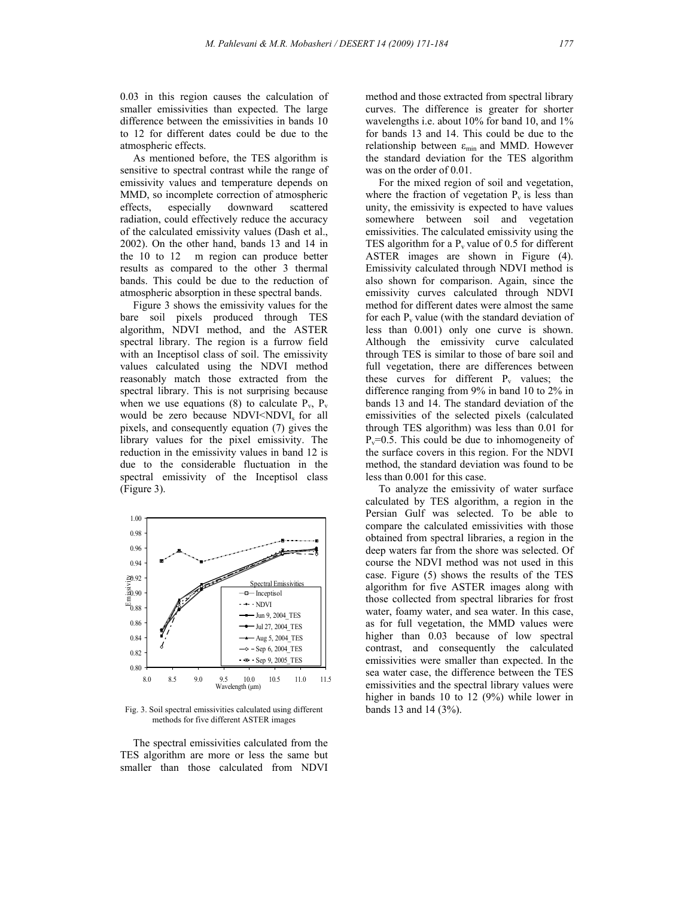0.03 in this region causes the calculation of smaller emissivities than expected. The large difference between the emissivities in bands 10 to 12 for different dates could be due to the atmospheric effects.

As mentioned before, the TES algorithm is sensitive to spectral contrast while the range of emissivity values and temperature depends on MMD, so incomplete correction of atmospheric effects, especially downward scattered radiation, could effectively reduce the accuracy of the calculated emissivity values (Dash et al., 2002). On the other hand, bands 13 and 14 in the 10 to 12 m region can produce better results as compared to the other 3 thermal bands. This could be due to the reduction of atmospheric absorption in these spectral bands.

Figure 3 shows the emissivity values for the bare soil pixels produced through TES algorithm, NDVI method, and the ASTER spectral library. The region is a furrow field with an Inceptisol class of soil. The emissivity values calculated using the NDVI method reasonably match those extracted from the spectral library. This is not surprising because when we use equations (8) to calculate $P_v$, $P_v$ would be zero because $NDVI < NDVI_s$ for all pixels, and consequently equation (7) gives the library values for the pixel emissivity. The reduction in the emissivity values in band 12 is due to the considerable fluctuation in the spectral emissivity of the Inceptisol class (Figure 3).

Fig. 3. Soil spectral emissivities calculated using different methods for five different ASTER images

The spectral emissivities calculated from the TES algorithm are more or less the same but smaller than those calculated from NDVI method and those extracted from spectral library curves. The difference is greater for shorter wavelengths i.e. about 10% for band 10, and 1% for bands 13 and 14. This could be due to the relationship between $\varepsilon_{min}$ and MMD. However the standard deviation for the TES algorithm was on the order of 0.01.

For the mixed region of soil and vegetation, where the fraction of vegetation $P_v$ is less than unity, the emissivity is expected to have values somewhere between soil and vegetation emissivities. The calculated emissivity using the TES algorithm for a $P_v$ value of 0.5 for different ASTER images are shown in Figure (4). Emissivity calculated through NDVI method is also shown for comparison. Again, since the emissivity curves calculated through NDVI method for different dates were almost the same for each $P_v$ value (with the standard deviation of less than 0.001) only one curve is shown. Although the emissivity curve calculated through TES is similar to those of bare soil and full vegetation, there are differences between these curves for different $P_v$ values; the difference ranging from 9% in band 10 to 2% in bands 13 and 14. The standard deviation of the emissivities of the selected pixels (calculated through TES algorithm) was less than 0.01 for $P_v$=0.5. This could be due to inhomogeneity of the surface covers in this region. For the NDVI method, the standard deviation was found to be less than 0.001 for this case.

To analyze the emissivity of water surface calculated by TES algorithm, a region in the Persian Gulf was selected. To be able to compare the calculated emissivities with those obtained from spectral libraries, a region in the deep waters far from the shore was selected. Of course the NDVI method was not used in this case. Figure (5) shows the results of the TES algorithm for five ASTER images along with those collected from spectral libraries for frost water, foamy water, and sea water. In this case, as for full vegetation, the MMD values were higher than 0.03 because of low spectral contrast, and consequently the calculated emissivities were smaller than expected. In the sea water case, the difference between the TES emissivities and the spectral library values were higher in bands 10 to 12 (9%) while lower in bands 13 and 14 (3%).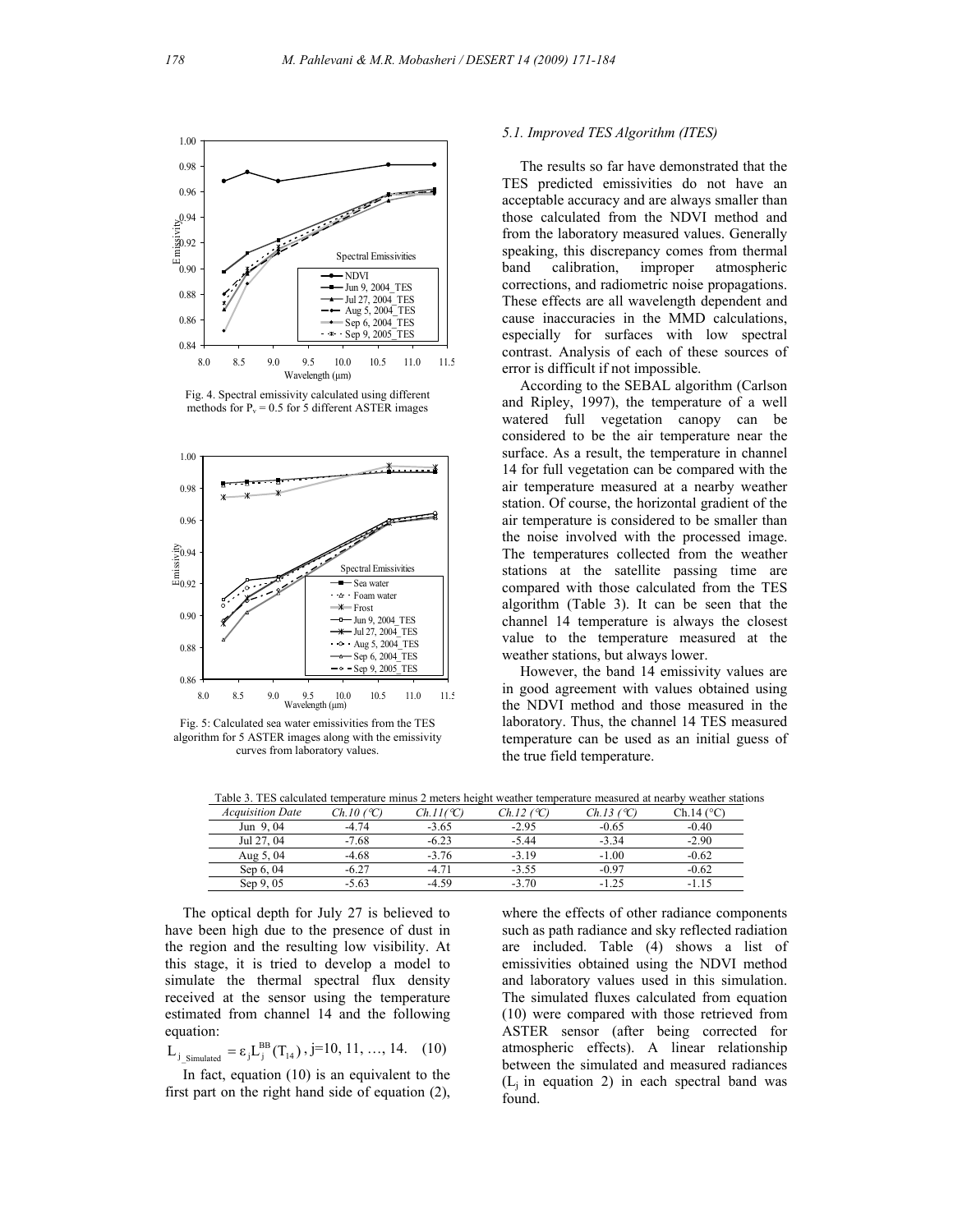Fig. 4. Spectral emissivity calculated using different methods for $P_v = 0.5$ for 5 different ASTER images

Fig. 5: Calculated sea water emissivities from the TES algorithm for 5 ASTER images along with the emissivity curves from laboratory values.

### 5.1. Improved TES Algorithm (ITES)

The results so far have demonstrated that the TES predicted emissivities do not have an acceptable accuracy and are always smaller than those calculated from the NDVI method and from the laboratory measured values. Generally speaking, this discrepancy comes from thermal band calibration, improper atmospheric corrections, and radiometric noise propagations. These effects are all wavelength dependent and cause inaccuracies in the MMD calculations, especially for surfaces with low spectral contrast. Analysis of each of these sources of error is difficult if not impossible.

According to the SEBAL algorithm (Carlson and Ripley, 1997), the temperature of a well watered full vegetation canopy can be considered to be the air temperature near the surface. As a result, the temperature in channel 14 for full vegetation can be compared with the air temperature measured at a nearby weather station. Of course, the horizontal gradient of the air temperature is considered to be smaller than the noise involved with the processed image. The temperatures collected from the weather stations at the satellite passing time are compared with those calculated from the TES algorithm (Table 3). It can be seen that the channel 14 temperature is always the closest value to the temperature measured at the weather stations, but always lower.

However, the band 14 emissivity values are in good agreement with values obtained using the NDVI method and those measured in the laboratory. Thus, the channel 14 TES measured temperature can be used as an initial guess of the true field temperature.

Table 3. TES calculated temperature minus 2 meters height weather temperature measured at nearby weather stations

| *Acquisition Date* | *Ch.10 (°C)* | *Ch.11(°C)* | *Ch.12 (°C)* | *Ch.13 (°C)* | Ch.14 (°C) |
|---|---|---|---|---|---|
| Jun 9, 04 | -4.74 | -3.65 | -2.95 | -0.65 | -0.40 |
| Jul 27, 04 | -7.68 | -6.23 | -5.44 | -3.34 | -2.90 |
| Aug 5, 04 | -4.68 | -3.76 | -3.19 | -1.00 | -0.62 |
| Sep 6, 04 | -6.27 | -4.71 | -3.55 | -0.97 | -0.62 |
| Sep 9, 05 | -5.63 | -4.59 | -3.70 | -1.25 | -1.15 |

The optical depth for July 27 is believed to have been high due to the presence of dust in the region and the resulting low visibility. At this stage, it is tried to develop a model to simulate the thermal spectral flux density received at the sensor using the temperature estimated from channel 14 and the following equation:

$$L_{j\_Simulated} = \varepsilon_j L_j^{BB}(T_{14}), \; j=10, 11, \ldots, 14. \quad (10)$$

In fact, equation (10) is an equivalent to the first part on the right hand side of equation (2), where the effects of other radiance components such as path radiance and sky reflected radiation are included. Table (4) shows a list of emissivities obtained using the NDVI method and laboratory values used in this simulation. The simulated fluxes calculated from equation (10) were compared with those retrieved from ASTER sensor (after being corrected for atmospheric effects). A linear relationship between the simulated and measured radiances ($L_j$ in equation 2) in each spectral band was found.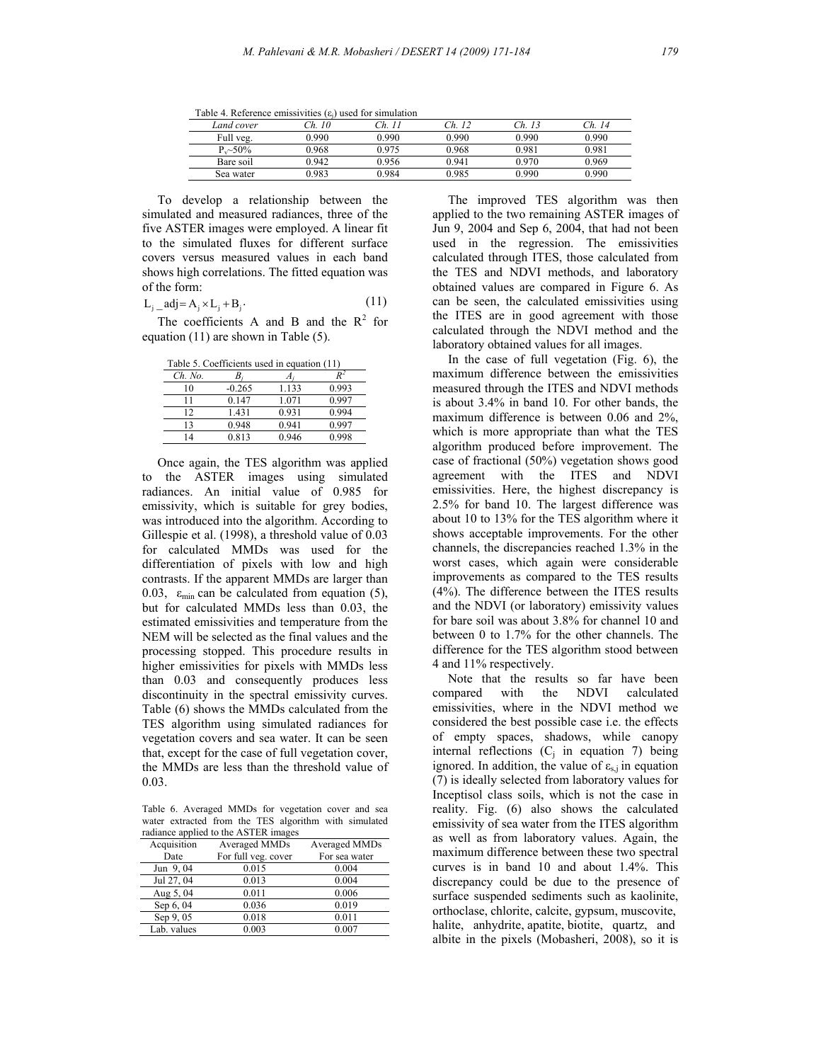Table 4. Reference emissivities ($\varepsilon_j$) used for simulation

| Land cover | Ch. 10 | Ch. 11 | Ch. 12 | Ch. 13 | Ch. 14 |
|---|---|---|---|---|---|
| Full veg. | 0.990 | 0.990 | 0.990 | 0.990 | 0.990 |
| $P_v$~50% | 0.968 | 0.975 | 0.968 | 0.981 | 0.981 |
| Bare soil | 0.942 | 0.956 | 0.941 | 0.970 | 0.969 |
| Sea water | 0.983 | 0.984 | 0.985 | 0.990 | 0.990 |

To develop a relationship between the simulated and measured radiances, three of the five ASTER images were employed. A linear fit to the simulated fluxes for different surface covers versus measured values in each band shows high correlations. The fitted equation was of the form:

$$L_j\_adj = A_j \times L_j + B_j \cdot \tag{11}$$

The coefficients A and B and the $R^2$ for equation (11) are shown in Table (5).

Table 5. Coefficients used in equation (11)

| Ch. No. | $B_j$ | $A_j$ | $R^2$ |
|---|---|---|---|
| 10 | -0.265 | 1.133 | 0.993 |
| 11 | 0.147 | 1.071 | 0.997 |
| 12 | 1.431 | 0.931 | 0.994 |
| 13 | 0.948 | 0.941 | 0.997 |
| 14 | 0.813 | 0.946 | 0.998 |

Once again, the TES algorithm was applied to the ASTER images using simulated radiances. An initial value of 0.985 for emissivity, which is suitable for grey bodies, was introduced into the algorithm. According to Gillespie et al. (1998), a threshold value of 0.03 for calculated MMDs was used for the differentiation of pixels with low and high contrasts. If the apparent MMDs are larger than 0.03, $\varepsilon_{min}$ can be calculated from equation (5), but for calculated MMDs less than 0.03, the estimated emissivities and temperature from the NEM will be selected as the final values and the processing stopped. This procedure results in higher emissivities for pixels with MMDs less than 0.03 and consequently produces less discontinuity in the spectral emissivity curves. Table (6) shows the MMDs calculated from the TES algorithm using simulated radiances for vegetation covers and sea water. It can be seen that, except for the case of full vegetation cover, the MMDs are less than the threshold value of 0.03.

Table 6. Averaged MMDs for vegetation cover and sea water extracted from the TES algorithm with simulated radiance applied to the ASTER images

| Acquisition Date | Averaged MMDs For full veg. cover | Averaged MMDs For sea water |
|---|---|---|
| Jun 9, 04 | 0.015 | 0.004 |
| Jul 27, 04 | 0.013 | 0.004 |
| Aug 5, 04 | 0.011 | 0.006 |
| Sep 6, 04 | 0.036 | 0.019 |
| Sep 9, 05 | 0.018 | 0.011 |
| Lab. values | 0.003 | 0.007 |

The improved TES algorithm was then applied to the two remaining ASTER images of Jun 9, 2004 and Sep 6, 2004, that had not been used in the regression. The emissivities calculated through ITES, those calculated from the TES and NDVI methods, and laboratory obtained values are compared in Figure 6. As can be seen, the calculated emissivities using the ITES are in good agreement with those calculated through the NDVI method and the laboratory obtained values for all images.

In the case of full vegetation (Fig. 6), the maximum difference between the emissivities measured through the ITES and NDVI methods is about 3.4% in band 10. For other bands, the maximum difference is between 0.06 and 2%, which is more appropriate than what the TES algorithm produced before improvement. The case of fractional (50%) vegetation shows good agreement with the ITES and NDVI emissivities. Here, the highest discrepancy is 2.5% for band 10. The largest difference was about 10 to 13% for the TES algorithm where it shows acceptable improvements. For the other channels, the discrepancies reached 1.3% in the worst cases, which again were considerable improvements as compared to the TES results (4%). The difference between the ITES results and the NDVI (or laboratory) emissivity values for bare soil was about 3.8% for channel 10 and between 0 to 1.7% for the other channels. The difference for the TES algorithm stood between 4 and 11% respectively.

Note that the results so far have been compared with the NDVI calculated emissivities, where in the NDVI method we considered the best possible case i.e. the effects of empty spaces, shadows, while canopy internal reflections ($C_j$ in equation 7) being ignored. In addition, the value of $\varepsilon_{s,j}$ in equation (7) is ideally selected from laboratory values for Inceptisol class soils, which is not the case in reality. Fig. (6) also shows the calculated emissivity of sea water from the ITES algorithm as well as from laboratory values. Again, the maximum difference between these two spectral curves is in band 10 and about 1.4%. This discrepancy could be due to the presence of surface suspended sediments such as kaolinite, orthoclase, chlorite, calcite, gypsum, muscovite, halite, anhydrite, apatite, biotite, quartz, and albite in the pixels (Mobasheri, 2008), so it is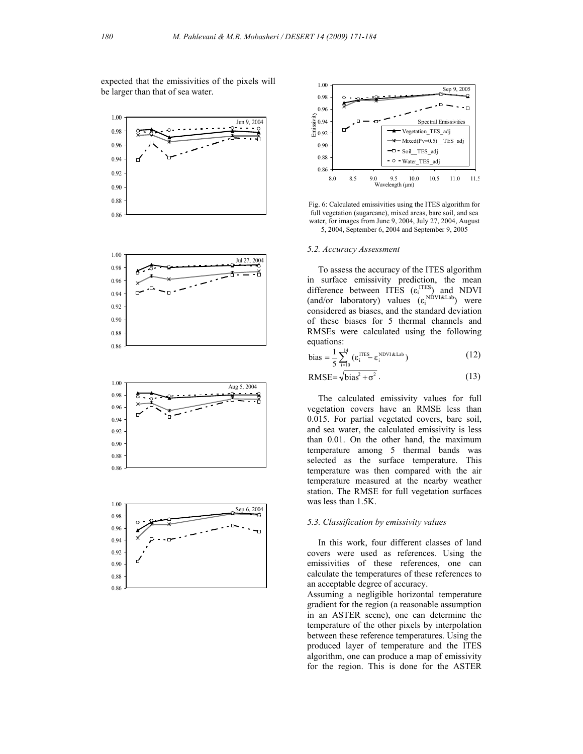expected that the emissivities of the pixels will be larger than that of sea water.

Fig. 6: Calculated emissivities using the ITES algorithm for full vegetation (sugarcane), mixed areas, bare soil, and sea water, for images from June 9, 2004, July 27, 2004, August 5, 2004, September 6, 2004 and September 9, 2005

### 5.2. Accuracy Assessment

To assess the accuracy of the ITES algorithm in surface emissivity prediction, the mean difference between ITES ($\varepsilon_i^{ITES}$) and NDVI (and/or laboratory) values ($\varepsilon_i^{NDVI\&Lab}$) were considered as biases, and the standard deviation of these biases for 5 thermal channels and RMSEs were calculated using the following equations:

$$\text{bias} = \frac{1}{5}\sum_{i=10}^{14}(\varepsilon_i^{ITES} - \varepsilon_i^{NDVI\&Lab}) \tag{12}$$

$$\text{RMSE} = \sqrt{\text{bias}^2 + \sigma^2} \,. \tag{13}$$

The calculated emissivity values for full vegetation covers have an RMSE less than 0.015. For partial vegetated covers, bare soil, and sea water, the calculated emissivity is less than 0.01. On the other hand, the maximum temperature among 5 thermal bands was selected as the surface temperature. This temperature was then compared with the air temperature measured at the nearby weather station. The RMSE for full vegetation surfaces was less than 1.5K.

### 5.3. Classification by emissivity values

In this work, four different classes of land covers were used as references. Using the emissivities of these references, one can calculate the temperatures of these references to an acceptable degree of accuracy.

Assuming a negligible horizontal temperature gradient for the region (a reasonable assumption in an ASTER scene), one can determine the temperature of the other pixels by interpolation between these reference temperatures. Using the produced layer of temperature and the ITES algorithm, one can produce a map of emissivity for the region. This is done for the ASTER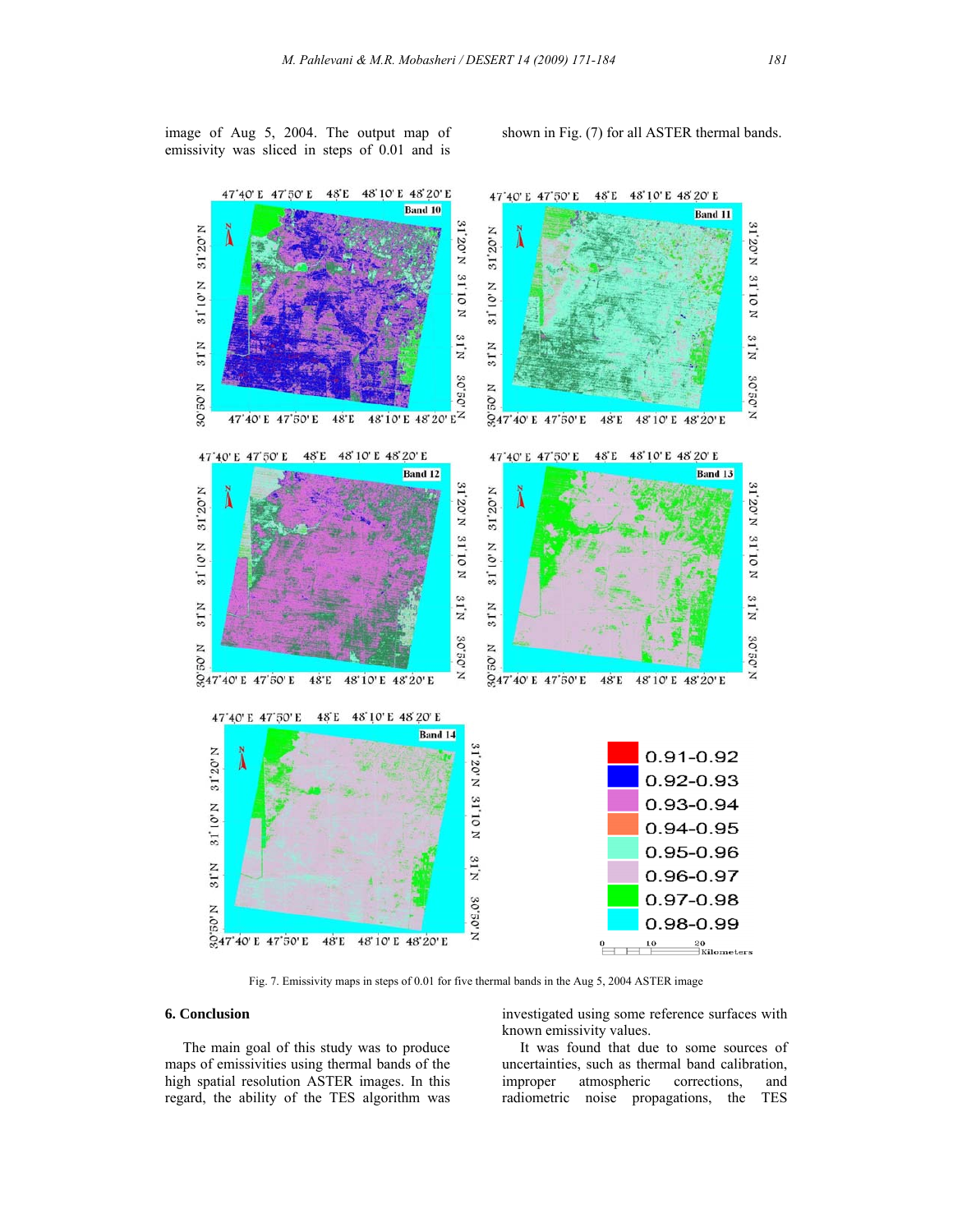image of Aug 5, 2004. The output map of emissivity was sliced in steps of 0.01 and is shown in Fig. (7) for all ASTER thermal bands.

Fig. 7. Emissivity maps in steps of 0.01 for five thermal bands in the Aug 5, 2004 ASTER image

## 6. Conclusion

The main goal of this study was to produce maps of emissivities using thermal bands of the high spatial resolution ASTER images. In this regard, the ability of the TES algorithm was investigated using some reference surfaces with known emissivity values.

It was found that due to some sources of uncertainties, such as thermal band calibration, improper atmospheric corrections, and radiometric noise propagations, the TES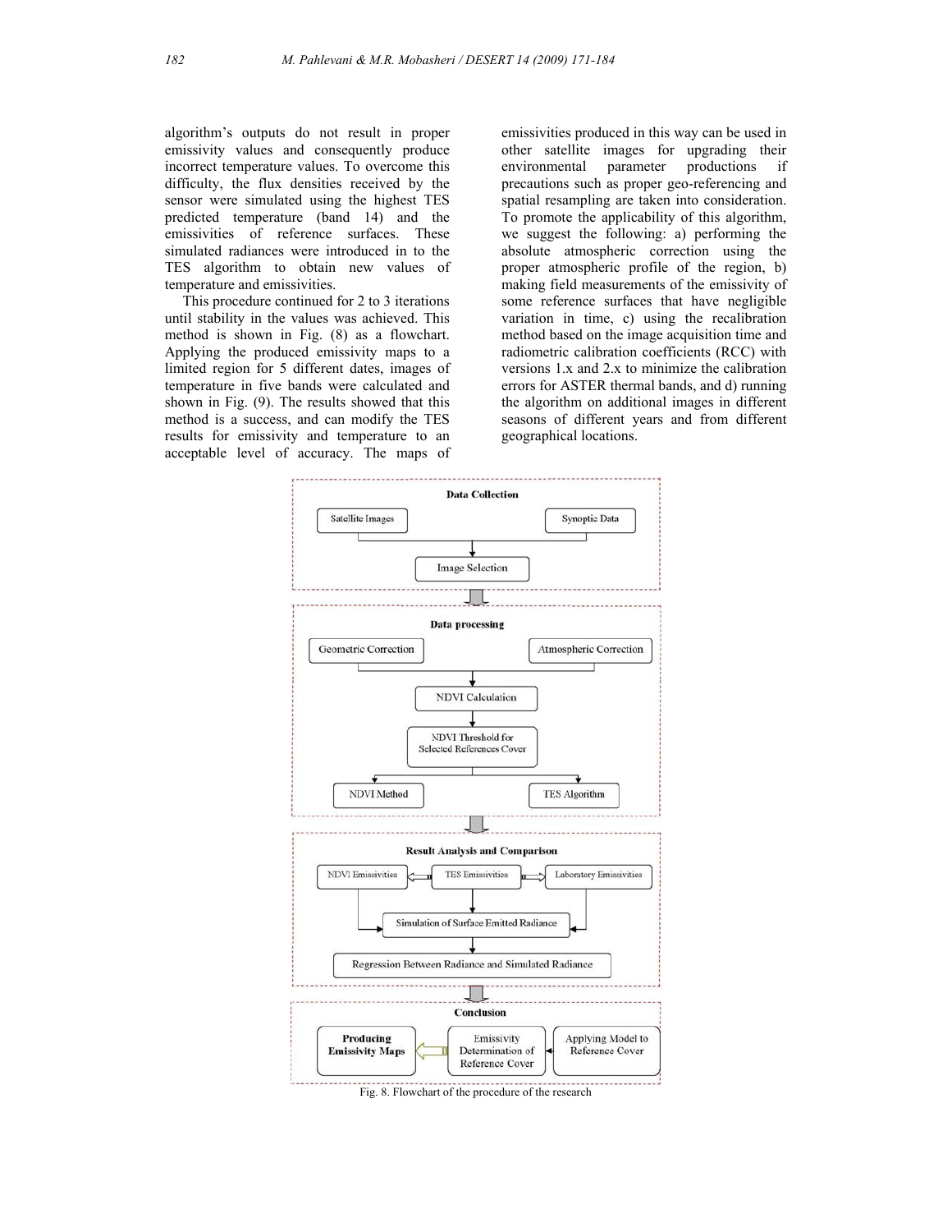algorithm's outputs do not result in proper emissivity values and consequently produce incorrect temperature values. To overcome this difficulty, the flux densities received by the sensor were simulated using the highest TES predicted temperature (band 14) and the emissivities of reference surfaces. These simulated radiances were introduced in to the TES algorithm to obtain new values of temperature and emissivities.

This procedure continued for 2 to 3 iterations until stability in the values was achieved. This method is shown in Fig. (8) as a flowchart. Applying the produced emissivity maps to a limited region for 5 different dates, images of temperature in five bands were calculated and shown in Fig. (9). The results showed that this method is a success, and can modify the TES results for emissivity and temperature to an acceptable level of accuracy. The maps of emissivities produced in this way can be used in other satellite images for upgrading their environmental parameter productions if precautions such as proper geo-referencing and spatial resampling are taken into consideration. To promote the applicability of this algorithm, we suggest the following: a) performing the absolute atmospheric correction using the proper atmospheric profile of the region, b) making field measurements of the emissivity of some reference surfaces that have negligible variation in time, c) using the recalibration method based on the image acquisition time and radiometric calibration coefficients (RCC) with versions 1.x and 2.x to minimize the calibration errors for ASTER thermal bands, and d) running the algorithm on additional images in different seasons of different years and from different geographical locations.

**Data Collection**

- Satellite Images
- Synoptic Data
- Image Selection

**Data processing**

- Geometric Correction
- Atmospheric Correction
- NDVI Calculation
- NDVI Threshold for Selected References Cover
- NDVI Method
- TES Algorithm

**Result Analysis and Comparison**

- NDVI Emissivities
- TES Emissivities
- Laboratory Emissivities
- Simulation of Surface Emitted Radiance
- Regression Between Radiance and Simulated Radiance

**Conclusion**

- Producing Emissivity Maps
- Emissivity Determination of Reference Cover
- Applying Model to Reference Cover

Fig. 8. Flowchart of the procedure of the research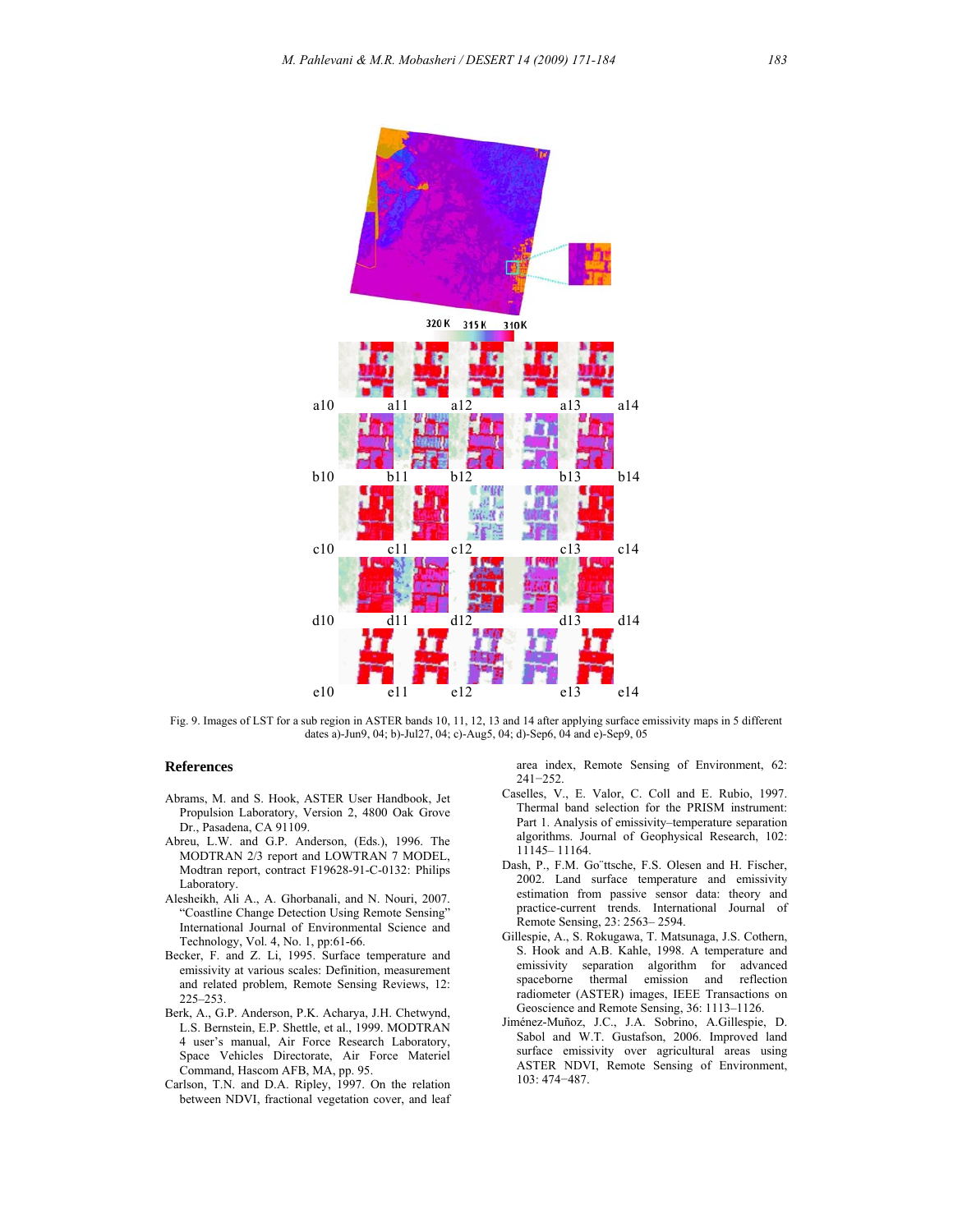Fig. 9. Images of LST for a sub region in ASTER bands 10, 11, 12, 13 and 14 after applying surface emissivity maps in 5 different dates a)-Jun9, 04; b)-Jul27, 04; c)-Aug5, 04; d)-Sep6, 04 and e)-Sep9, 05

## References

Abrams, M. and S. Hook, ASTER User Handbook, Jet Propulsion Laboratory, Version 2, 4800 Oak Grove Dr., Pasadena, CA 91109.

Abreu, L.W. and G.P. Anderson, (Eds.), 1996. The MODTRAN 2/3 report and LOWTRAN 7 MODEL, Modtran report, contract F19628-91-C-0132: Philips Laboratory.

Alesheikh, Ali A., A. Ghorbanali, and N. Nouri, 2007. "Coastline Change Detection Using Remote Sensing" International Journal of Environmental Science and Technology, Vol. 4, No. 1, pp:61-66.

Becker, F. and Z. Li, 1995. Surface temperature and emissivity at various scales: Definition, measurement and related problem, Remote Sensing Reviews, 12: 225–253.

Berk, A., G.P. Anderson, P.K. Acharya, J.H. Chetwynd, L.S. Bernstein, E.P. Shettle, et al., 1999. MODTRAN 4 user's manual, Air Force Research Laboratory, Space Vehicles Directorate, Air Force Materiel Command, Hascom AFB, MA, pp. 95.

Carlson, T.N. and D.A. Ripley, 1997. On the relation between NDVI, fractional vegetation cover, and leaf area index, Remote Sensing of Environment, 62: 241−252.

Caselles, V., E. Valor, C. Coll and E. Rubio, 1997. Thermal band selection for the PRISM instrument: Part 1. Analysis of emissivity–temperature separation algorithms. Journal of Geophysical Research, 102: 11145– 11164.

Dash, P., F.M. Go¨ttsche, F.S. Olesen and H. Fischer, 2002. Land surface temperature and emissivity estimation from passive sensor data: theory and practice-current trends. International Journal of Remote Sensing, 23: 2563– 2594.

Gillespie, A., S. Rokugawa, T. Matsunaga, J.S. Cothern, S. Hook and A.B. Kahle, 1998. A temperature and emissivity separation algorithm for advanced spaceborne thermal emission and reflection radiometer (ASTER) images, IEEE Transactions on Geoscience and Remote Sensing, 36: 1113–1126.

Jiménez-Muñoz, J.C., J.A. Sobrino, A.Gillespie, D. Sabol and W.T. Gustafson, 2006. Improved land surface emissivity over agricultural areas using ASTER NDVI, Remote Sensing of Environment, 103: 474−487.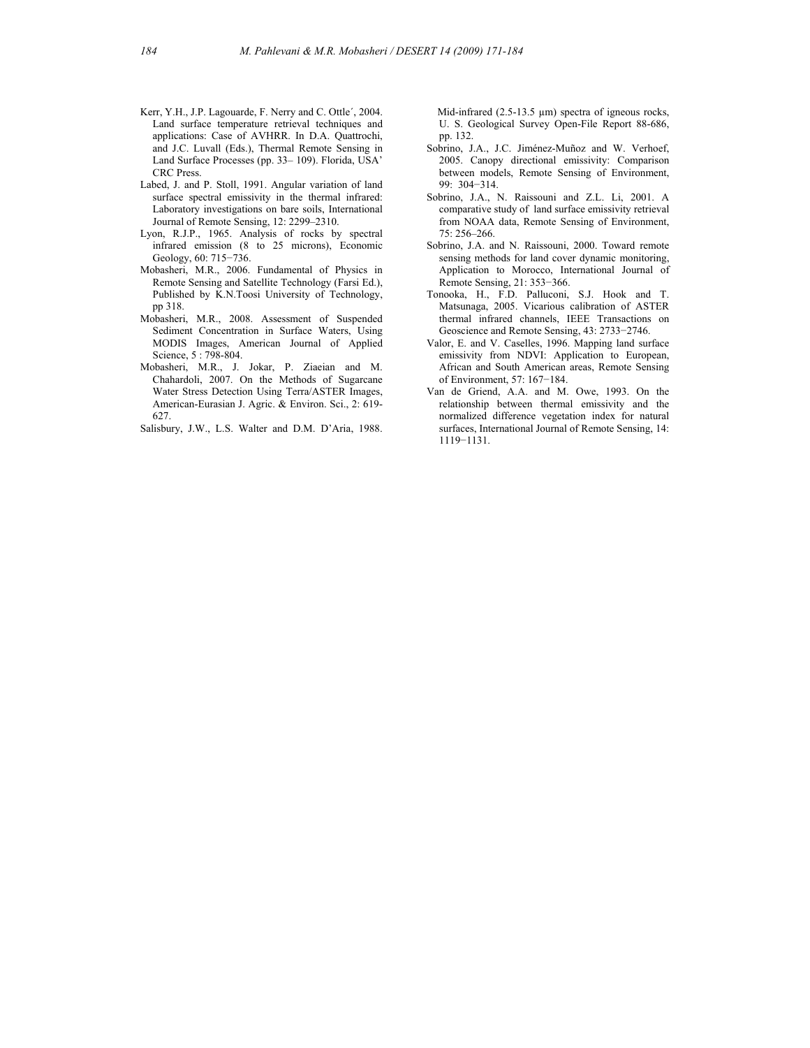Kerr, Y.H., J.P. Lagouarde, F. Nerry and C. Ottle´, 2004. Land surface temperature retrieval techniques and applications: Case of AVHRR. In D.A. Quattrochi, and J.C. Luvall (Eds.), Thermal Remote Sensing in Land Surface Processes (pp. 33– 109). Florida, USA' CRC Press.

Labed, J. and P. Stoll, 1991. Angular variation of land surface spectral emissivity in the thermal infrared: Laboratory investigations on bare soils, International Journal of Remote Sensing, 12: 2299–2310.

Lyon, R.J.P., 1965. Analysis of rocks by spectral infrared emission (8 to 25 microns), Economic Geology, 60: 715−736.

Mobasheri, M.R., 2006. Fundamental of Physics in Remote Sensing and Satellite Technology (Farsi Ed.), Published by K.N.Toosi University of Technology, pp 318.

Mobasheri, M.R., 2008. Assessment of Suspended Sediment Concentration in Surface Waters, Using MODIS Images, American Journal of Applied Science, 5 : 798-804.

Mobasheri, M.R., J. Jokar, P. Ziaeian and M. Chahardoli, 2007. On the Methods of Sugarcane Water Stress Detection Using Terra/ASTER Images, American-Eurasian J. Agric. & Environ. Sci., 2: 619-627.

Salisbury, J.W., L.S. Walter and D.M. D'Aria, 1988. Mid-infrared (2.5-13.5 μm) spectra of igneous rocks, U. S. Geological Survey Open-File Report 88-686, pp. 132.

Sobrino, J.A., J.C. Jiménez-Muñoz and W. Verhoef, 2005. Canopy directional emissivity: Comparison between models, Remote Sensing of Environment, 99: 304−314.

Sobrino, J.A., N. Raissouni and Z.L. Li, 2001. A comparative study of land surface emissivity retrieval from NOAA data, Remote Sensing of Environment, 75: 256–266.

Sobrino, J.A. and N. Raissouni, 2000. Toward remote sensing methods for land cover dynamic monitoring, Application to Morocco, International Journal of Remote Sensing, 21: 353−366.

Tonooka, H., F.D. Palluconi, S.J. Hook and T. Matsunaga, 2005. Vicarious calibration of ASTER thermal infrared channels, IEEE Transactions on Geoscience and Remote Sensing, 43: 2733−2746.

Valor, E. and V. Caselles, 1996. Mapping land surface emissivity from NDVI: Application to European, African and South American areas, Remote Sensing of Environment, 57: 167−184.

Van de Griend, A.A. and M. Owe, 1993. On the relationship between thermal emissivity and the normalized difference vegetation index for natural surfaces, International Journal of Remote Sensing, 14: 1119−1131.